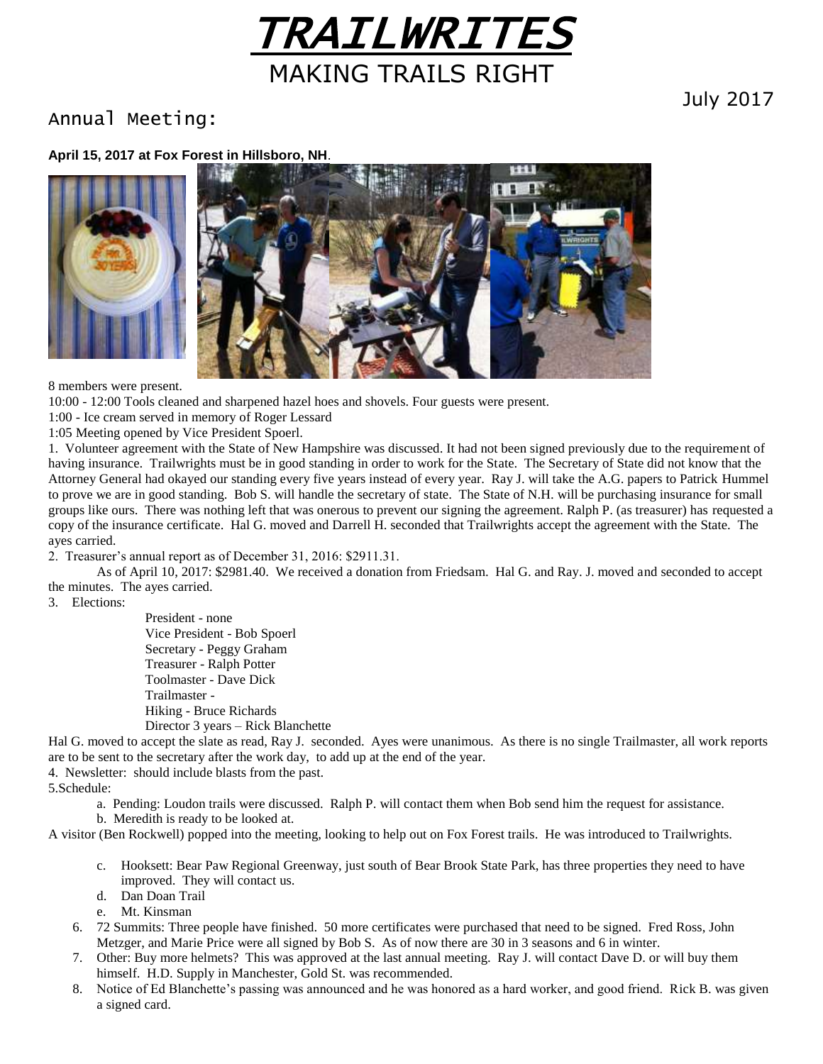# TRAILWRITES

## MAKING TRAILS RIGHT

July 2017

## Annual Meeting:

**April 15, 2017 at Fox Forest in Hillsboro, NH**.

8 members were present.

10:00 - 12:00 Tools cleaned and sharpened hazel hoes and shovels. Four guests were present.

1:00 - Ice cream served in memory of Roger Lessard

1:05 Meeting opened by Vice President Spoerl.

1. Volunteer agreement with the State of New Hampshire was discussed. It had not been signed previously due to the requirement of having insurance. Trailwrights must be in good standing in order to work for the State. The Secretary of State did not know that the Attorney General had okayed our standing every five years instead of every year. Ray J. will take the A.G. papers to Patrick Hummel to prove we are in good standing. Bob S. will handle the secretary of state. The State of N.H. will be purchasing insurance for small groups like ours. There was nothing left that was onerous to prevent our signing the agreement. Ralph P. (as treasurer) has requested a copy of the insurance certificate. Hal G. moved and Darrell H. seconded that Trailwrights accept the agreement with the State. The ayes carried.
2. Treasurer's annual report as of December 31, 2016: $2911.31.

   As of April 10, 2017: $2981.40. We received a donation from Friedsam. Hal G. and Ray. J. moved and seconded to accept the minutes. The ayes carried.
3. Elections:

   President - none
   Vice President - Bob Spoerl
   Secretary - Peggy Graham
   Treasurer - Ralph Potter
   Toolmaster - Dave Dick
   Trailmaster -
   Hiking - Bruce Richards
   Director 3 years – Rick Blanchette

Hal G. moved to accept the slate as read, Ray J. seconded. Ayes were unanimous. As there is no single Trailmaster, all work reports are to be sent to the secretary after the work day, to add up at the end of the year.

4. Newsletter: should include blasts from the past.
5. Schedule:
   a. Pending: Loudon trails were discussed. Ralph P. will contact them when Bob send him the request for assistance.
   b. Meredith is ready to be looked at.

A visitor (Ben Rockwell) popped into the meeting, looking to help out on Fox Forest trails. He was introduced to Trailwrights.

   c. Hooksett: Bear Paw Regional Greenway, just south of Bear Brook State Park, has three properties they need to have improved. They will contact us.
   d. Dan Doan Trail
   e. Mt. Kinsman

6. 72 Summits: Three people have finished. 50 more certificates were purchased that need to be signed. Fred Ross, John Metzger, and Marie Price were all signed by Bob S. As of now there are 30 in 3 seasons and 6 in winter.
7. Other: Buy more helmets? This was approved at the last annual meeting. Ray J. will contact Dave D. or will buy them himself. H.D. Supply in Manchester, Gold St. was recommended.
8. Notice of Ed Blanchette's passing was announced and he was honored as a hard worker, and good friend. Rick B. was given a signed card.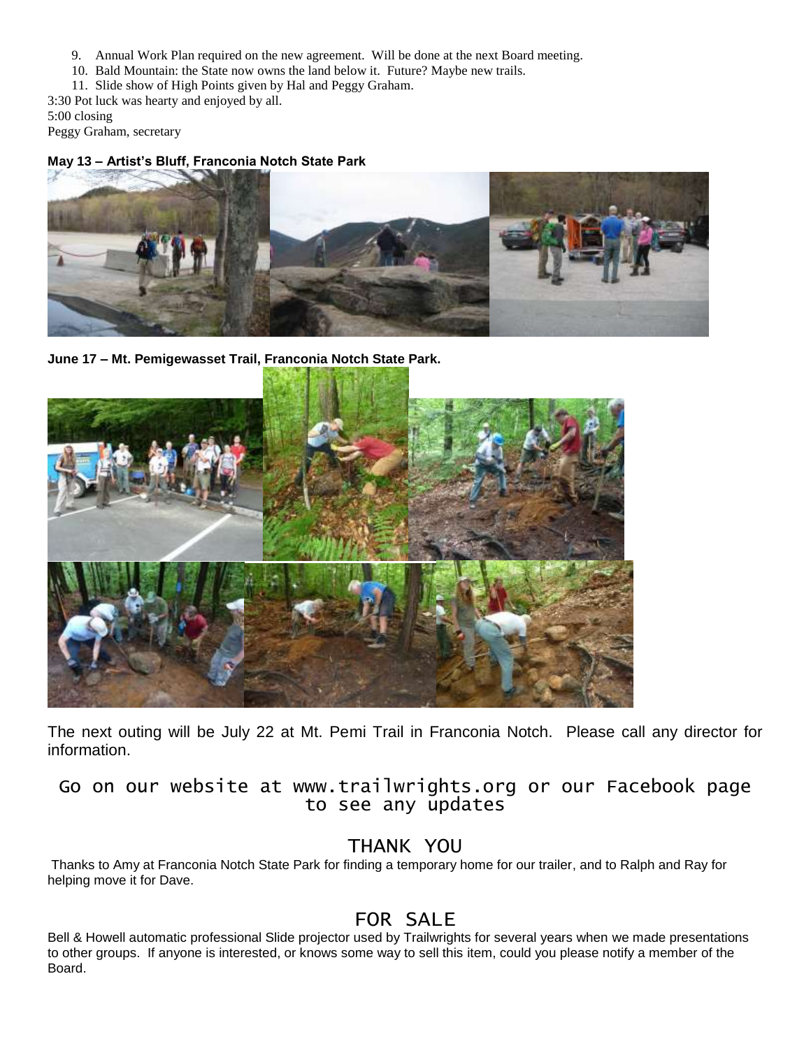9. Annual Work Plan required on the new agreement. Will be done at the next Board meeting.
10. Bald Mountain: the State now owns the land below it. Future? Maybe new trails.
11. Slide show of High Points given by Hal and Peggy Graham.

3:30 Pot luck was hearty and enjoyed by all.
5:00 closing
Peggy Graham, secretary

**May 13 – Artist's Bluff, Franconia Notch State Park**

**June 17 – Mt. Pemigewasset Trail, Franconia Notch State Park.**

The next outing will be July 22 at Mt. Pemi Trail in Franconia Notch. Please call any director for information.

Go on our website at www.trailwrights.org or our Facebook page to see any updates

## THANK YOU

Thanks to Amy at Franconia Notch State Park for finding a temporary home for our trailer, and to Ralph and Ray for helping move it for Dave.

## FOR SALE

Bell & Howell automatic professional Slide projector used by Trailwrights for several years when we made presentations to other groups. If anyone is interested, or knows some way to sell this item, could you please notify a member of the Board.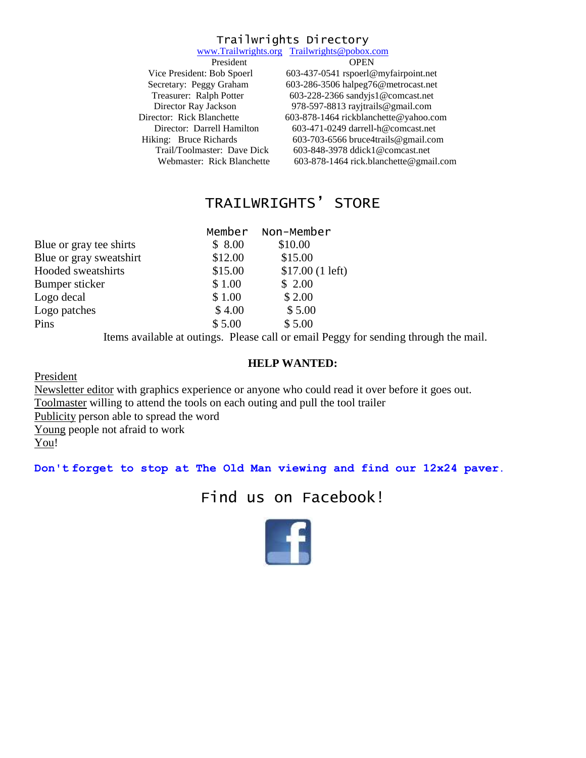## Trailwrights Directory

www.Trailwrights.org Trailwrights@pobox.com

| | |
|---|---|
| President | OPEN |
| Vice President: Bob Spoerl | 603-437-0541 rspoerl@myfairpoint.net |
| Secretary: Peggy Graham | 603-286-3506 halpeg76@metrocast.net |
| Treasurer: Ralph Potter | 603-228-2366 sandyjs1@comcast.net |
| Director Ray Jackson | 978-597-8813 rayjtrails@gmail.com |
| Director: Rick Blanchette | 603-878-1464 rickblanchette@yahoo.com |
| Director: Darrell Hamilton | 603-471-0249 darrell-h@comcast.net |
| Hiking: Bruce Richards | 603-703-6566 bruce4trails@gmail.com |
| Trail/Toolmaster: Dave Dick | 603-848-3978 ddick1@comcast.net |
| Webmaster: Rick Blanchette | 603-878-1464 rick.blanchette@gmail.com |

## TRAILWRIGHTS' STORE

| | Member | Non-Member |
|---|---|---|
| Blue or gray tee shirts | $ 8.00 | $10.00 |
| Blue or gray sweatshirt | $12.00 | $15.00 |
| Hooded sweatshirts | $15.00 | $17.00 (1 left) |
| Bumper sticker | $ 1.00 | $ 2.00 |
| Logo decal | $ 1.00 | $ 2.00 |
| Logo patches | $ 4.00 | $ 5.00 |
| Pins | $ 5.00 | $ 5.00 |

Items available at outings. Please call or email Peggy for sending through the mail.

**HELP WANTED:**

President
Newsletter editor with graphics experience or anyone who could read it over before it goes out.
Toolmaster willing to attend the tools on each outing and pull the tool trailer
Publicity person able to spread the word
Young people not afraid to work
You!

**Don't forget to stop at The Old Man viewing and find our 12x24 paver.**

Find us on Facebook!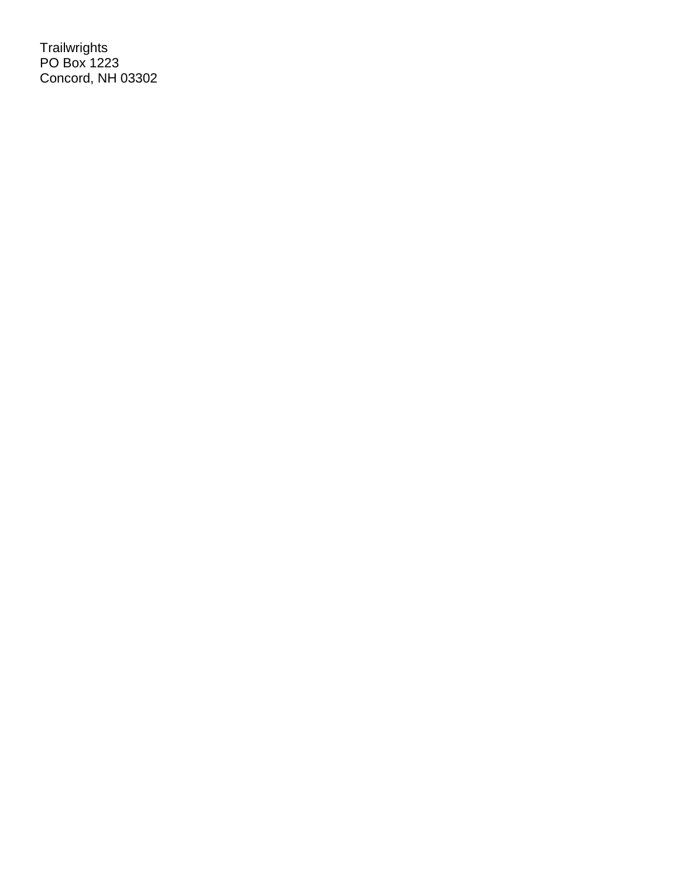Trailwrights
PO Box 1223
Concord, NH 03302